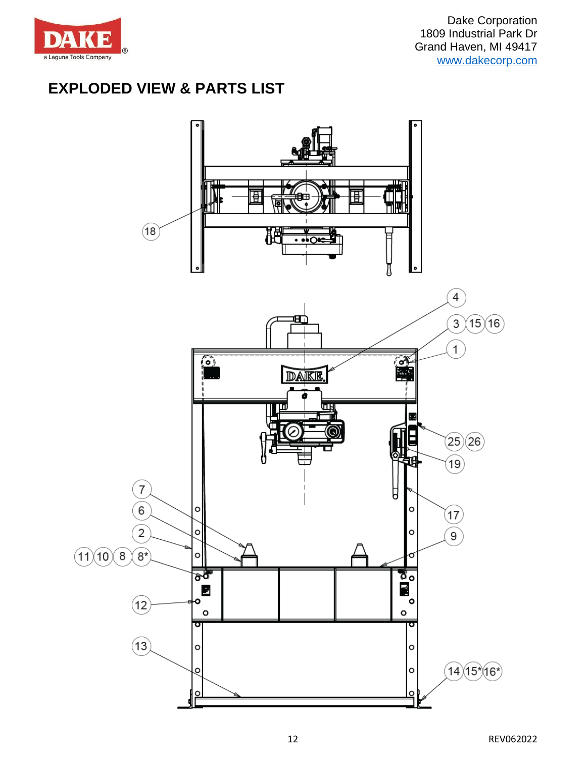Dake Corporation
1809 Industrial Park Dr
Grand Haven, MI 49417
www.dakecorp.com

## EXPLODED VIEW & PARTS LIST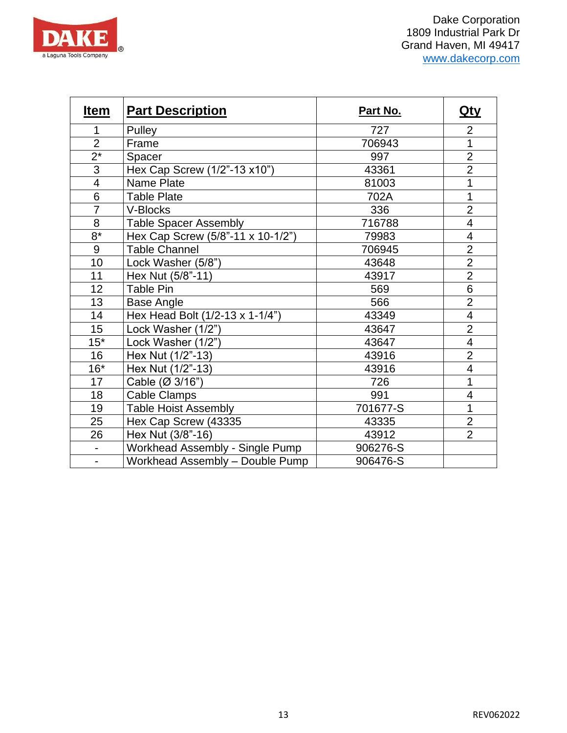Dake Corporation
1809 Industrial Park Dr
Grand Haven, MI 49417
www.dakecorp.com

| Item | Part Description | Part No. | Qty |
|---|---|---|---|
| 1 | Pulley | 727 | 2 |
| 2 | Frame | 706943 | 1 |
| 2* | Spacer | 997 | 2 |
| 3 | Hex Cap Screw (1/2”-13 x10”) | 43361 | 2 |
| 4 | Name Plate | 81003 | 1 |
| 6 | Table Plate | 702A | 1 |
| 7 | V-Blocks | 336 | 2 |
| 8 | Table Spacer Assembly | 716788 | 4 |
| 8* | Hex Cap Screw (5/8”-11 x 10-1/2”) | 79983 | 4 |
| 9 | Table Channel | 706945 | 2 |
| 10 | Lock Washer (5/8”) | 43648 | 2 |
| 11 | Hex Nut (5/8”-11) | 43917 | 2 |
| 12 | Table Pin | 569 | 6 |
| 13 | Base Angle | 566 | 2 |
| 14 | Hex Head Bolt (1/2-13 x 1-1/4”) | 43349 | 4 |
| 15 | Lock Washer (1/2”) | 43647 | 2 |
| 15* | Lock Washer (1/2”) | 43647 | 4 |
| 16 | Hex Nut (1/2”-13) | 43916 | 2 |
| 16* | Hex Nut (1/2”-13) | 43916 | 4 |
| 17 | Cable (Ø 3/16”) | 726 | 1 |
| 18 | Cable Clamps | 991 | 4 |
| 19 | Table Hoist Assembly | 701677-S | 1 |
| 25 | Hex Cap Screw (43335 | 43335 | 2 |
| 26 | Hex Nut (3/8”-16) | 43912 | 2 |
| - | Workhead Assembly - Single Pump | 906276-S | |
| - | Workhead Assembly – Double Pump | 906476-S | |

REV062022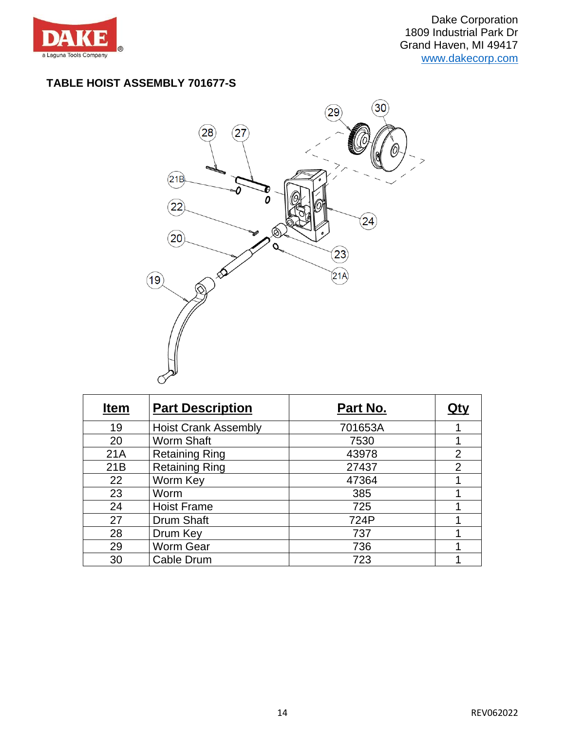Dake Corporation
1809 Industrial Park Dr
Grand Haven, MI 49417
www.dakecorp.com

## TABLE HOIST ASSEMBLY 701677-S

| Item | Part Description | Part No. | Qty |
|---|---|---|---|
| 19 | Hoist Crank Assembly | 701653A | 1 |
| 20 | Worm Shaft | 7530 | 1 |
| 21A | Retaining Ring | 43978 | 2 |
| 21B | Retaining Ring | 27437 | 2 |
| 22 | Worm Key | 47364 | 1 |
| 23 | Worm | 385 | 1 |
| 24 | Hoist Frame | 725 | 1 |
| 27 | Drum Shaft | 724P | 1 |
| 28 | Drum Key | 737 | 1 |
| 29 | Worm Gear | 736 | 1 |
| 30 | Cable Drum | 723 | 1 |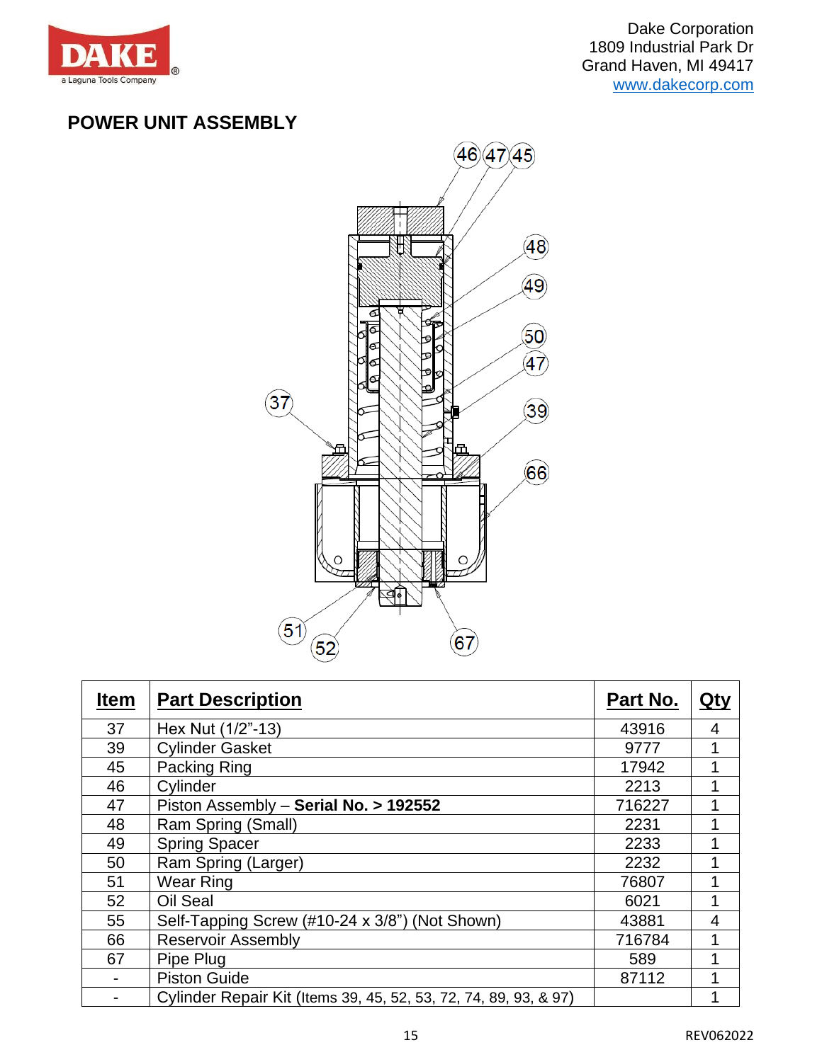Dake Corporation
1809 Industrial Park Dr
Grand Haven, MI 49417
www.dakecorp.com

## POWER UNIT ASSEMBLY

| Item | Part Description | Part No. | Qty |
|---|---|---|---|
| 37 | Hex Nut (1/2”-13) | 43916 | 4 |
| 39 | Cylinder Gasket | 9777 | 1 |
| 45 | Packing Ring | 17942 | 1 |
| 46 | Cylinder | 2213 | 1 |
| 47 | Piston Assembly – **Serial No. > 192552** | 716227 | 1 |
| 48 | Ram Spring (Small) | 2231 | 1 |
| 49 | Spring Spacer | 2233 | 1 |
| 50 | Ram Spring (Larger) | 2232 | 1 |
| 51 | Wear Ring | 76807 | 1 |
| 52 | Oil Seal | 6021 | 1 |
| 55 | Self-Tapping Screw (#10-24 x 3/8”) (Not Shown) | 43881 | 4 |
| 66 | Reservoir Assembly | 716784 | 1 |
| 67 | Pipe Plug | 589 | 1 |
| - | Piston Guide | 87112 | 1 |
| - | Cylinder Repair Kit (Items 39, 45, 52, 53, 72, 74, 89, 93, & 97) | | 1 |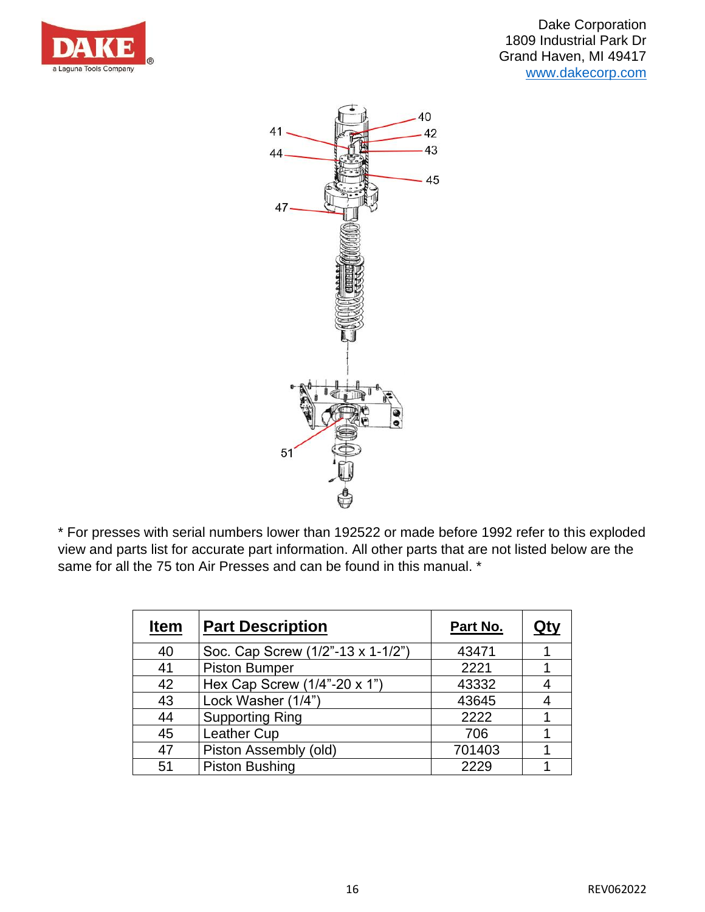Dake Corporation
1809 Industrial Park Dr
Grand Haven, MI 49417
www.dakecorp.com

* For presses with serial numbers lower than 192522 or made before 1992 refer to this exploded view and parts list for accurate part information. All other parts that are not listed below are the same for all the 75 ton Air Presses and can be found in this manual. *

| Item | Part Description | Part No. | Qty |
|---|---|---|---|
| 40 | Soc. Cap Screw (1/2”-13 x 1-1/2”) | 43471 | 1 |
| 41 | Piston Bumper | 2221 | 1 |
| 42 | Hex Cap Screw (1/4”-20 x 1”) | 43332 | 4 |
| 43 | Lock Washer (1/4”) | 43645 | 4 |
| 44 | Supporting Ring | 2222 | 1 |
| 45 | Leather Cup | 706 | 1 |
| 47 | Piston Assembly (old) | 701403 | 1 |
| 51 | Piston Bushing | 2229 | 1 |

REV062022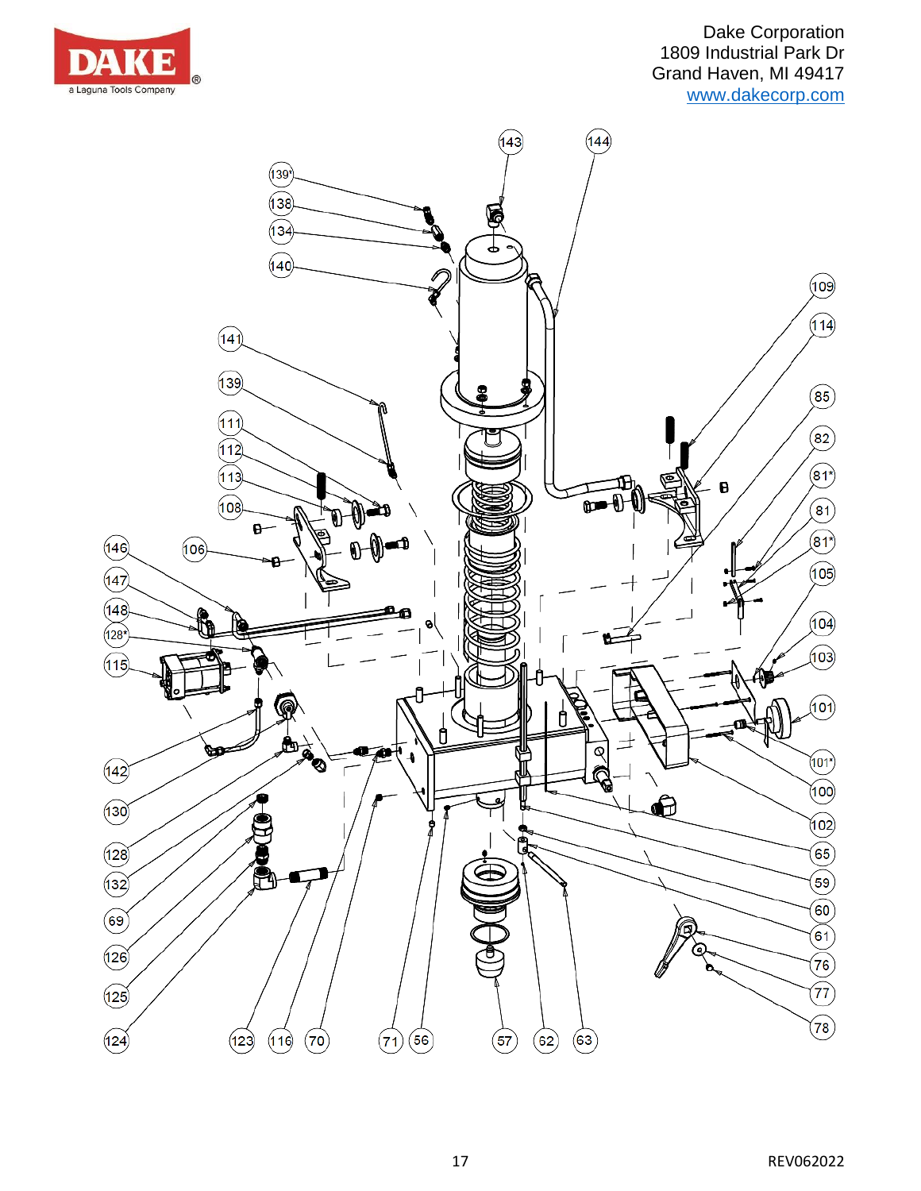Dake Corporation
1809 Industrial Park Dr
Grand Haven, MI 49417
www.dakecorp.com

143 144 139* 138 134 140 141 139 111 112 113 108 146 106 147 148 128* 115 142 130 128 132 69 126 125 124 123 116 70 71 56 57 62 63 109 114 85 82 81* 81 81* 105 104 103 101 101* 100 102 65 59 60 61 76 77 78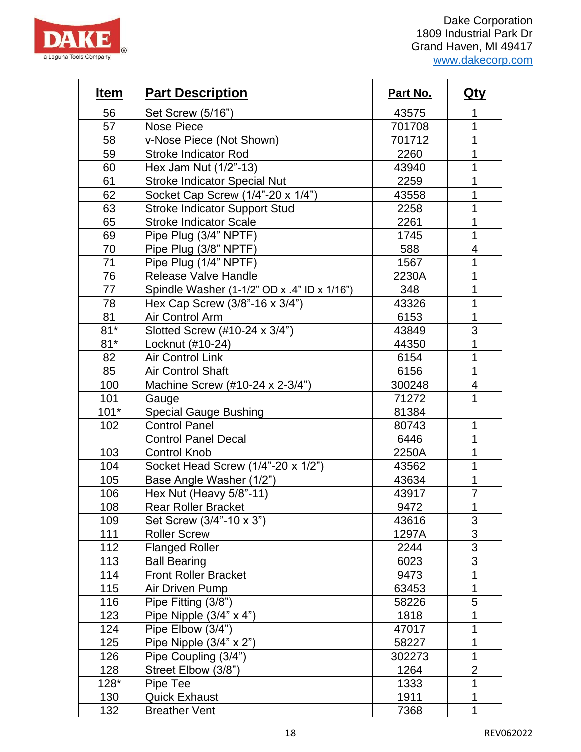Dake Corporation
1809 Industrial Park Dr
Grand Haven, MI 49417
www.dakecorp.com

| Item | Part Description | Part No. | Qty |
|---|---|---|---|
| 56 | Set Screw (5/16") | 43575 | 1 |
| 57 | Nose Piece | 701708 | 1 |
| 58 | v-Nose Piece (Not Shown) | 701712 | 1 |
| 59 | Stroke Indicator Rod | 2260 | 1 |
| 60 | Hex Jam Nut (1/2"-13) | 43940 | 1 |
| 61 | Stroke Indicator Special Nut | 2259 | 1 |
| 62 | Socket Cap Screw (1/4"-20 x 1/4") | 43558 | 1 |
| 63 | Stroke Indicator Support Stud | 2258 | 1 |
| 65 | Stroke Indicator Scale | 2261 | 1 |
| 69 | Pipe Plug (3/4" NPTF) | 1745 | 1 |
| 70 | Pipe Plug (3/8" NPTF) | 588 | 4 |
| 71 | Pipe Plug (1/4" NPTF) | 1567 | 1 |
| 76 | Release Valve Handle | 2230A | 1 |
| 77 | Spindle Washer (1-1/2" OD x .4" ID x 1/16") | 348 | 1 |
| 78 | Hex Cap Screw (3/8"-16 x 3/4") | 43326 | 1 |
| 81 | Air Control Arm | 6153 | 1 |
| 81* | Slotted Screw (#10-24 x 3/4") | 43849 | 3 |
| 81* | Locknut (#10-24) | 44350 | 1 |
| 82 | Air Control Link | 6154 | 1 |
| 85 | Air Control Shaft | 6156 | 1 |
| 100 | Machine Screw (#10-24 x 2-3/4") | 300248 | 4 |
| 101 | Gauge | 71272 | 1 |
| 101* | Special Gauge Bushing | 81384 | |
| 102 | Control Panel | 80743 | 1 |
| | Control Panel Decal | 6446 | 1 |
| 103 | Control Knob | 2250A | 1 |
| 104 | Socket Head Screw (1/4"-20 x 1/2") | 43562 | 1 |
| 105 | Base Angle Washer (1/2") | 43634 | 1 |
| 106 | Hex Nut (Heavy 5/8"-11) | 43917 | 7 |
| 108 | Rear Roller Bracket | 9472 | 1 |
| 109 | Set Screw (3/4"-10 x 3") | 43616 | 3 |
| 111 | Roller Screw | 1297A | 3 |
| 112 | Flanged Roller | 2244 | 3 |
| 113 | Ball Bearing | 6023 | 3 |
| 114 | Front Roller Bracket | 9473 | 1 |
| 115 | Air Driven Pump | 63453 | 1 |
| 116 | Pipe Fitting (3/8") | 58226 | 5 |
| 123 | Pipe Nipple (3/4" x 4") | 1818 | 1 |
| 124 | Pipe Elbow (3/4") | 47017 | 1 |
| 125 | Pipe Nipple (3/4" x 2") | 58227 | 1 |
| 126 | Pipe Coupling (3/4") | 302273 | 1 |
| 128 | Street Elbow (3/8") | 1264 | 2 |
| 128* | Pipe Tee | 1333 | 1 |
| 130 | Quick Exhaust | 1911 | 1 |
| 132 | Breather Vent | 7368 | 1 |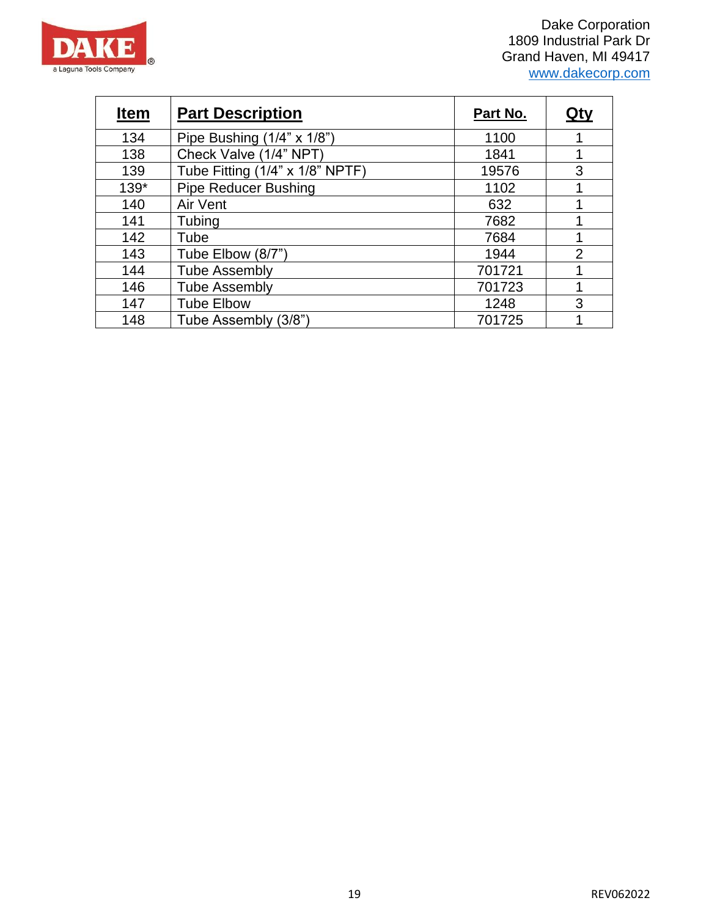Dake Corporation
1809 Industrial Park Dr
Grand Haven, MI 49417
www.dakecorp.com

| Item | Part Description | Part No. | Qty |
|---|---|---|---|
| 134 | Pipe Bushing (1/4" x 1/8") | 1100 | 1 |
| 138 | Check Valve (1/4" NPT) | 1841 | 1 |
| 139 | Tube Fitting (1/4" x 1/8" NPTF) | 19576 | 3 |
| 139* | Pipe Reducer Bushing | 1102 | 1 |
| 140 | Air Vent | 632 | 1 |
| 141 | Tubing | 7682 | 1 |
| 142 | Tube | 7684 | 1 |
| 143 | Tube Elbow (8/7") | 1944 | 2 |
| 144 | Tube Assembly | 701721 | 1 |
| 146 | Tube Assembly | 701723 | 1 |
| 147 | Tube Elbow | 1248 | 3 |
| 148 | Tube Assembly (3/8") | 701725 | 1 |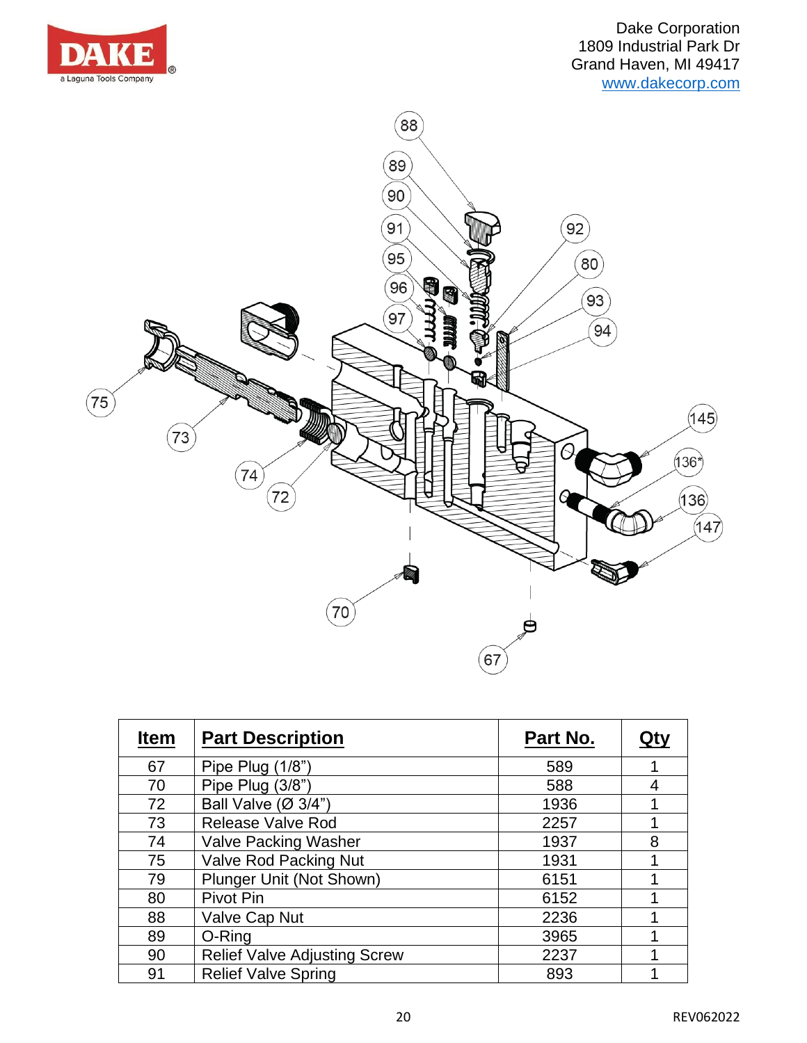Dake Corporation
1809 Industrial Park Dr
Grand Haven, MI 49417
www.dakecorp.com

| Item | Part Description | Part No. | Qty |
|---|---|---|---|
| 67 | Pipe Plug (1/8") | 589 | 1 |
| 70 | Pipe Plug (3/8") | 588 | 4 |
| 72 | Ball Valve (Ø 3/4") | 1936 | 1 |
| 73 | Release Valve Rod | 2257 | 1 |
| 74 | Valve Packing Washer | 1937 | 8 |
| 75 | Valve Rod Packing Nut | 1931 | 1 |
| 79 | Plunger Unit (Not Shown) | 6151 | 1 |
| 80 | Pivot Pin | 6152 | 1 |
| 88 | Valve Cap Nut | 2236 | 1 |
| 89 | O-Ring | 3965 | 1 |
| 90 | Relief Valve Adjusting Screw | 2237 | 1 |
| 91 | Relief Valve Spring | 893 | 1 |

REV062022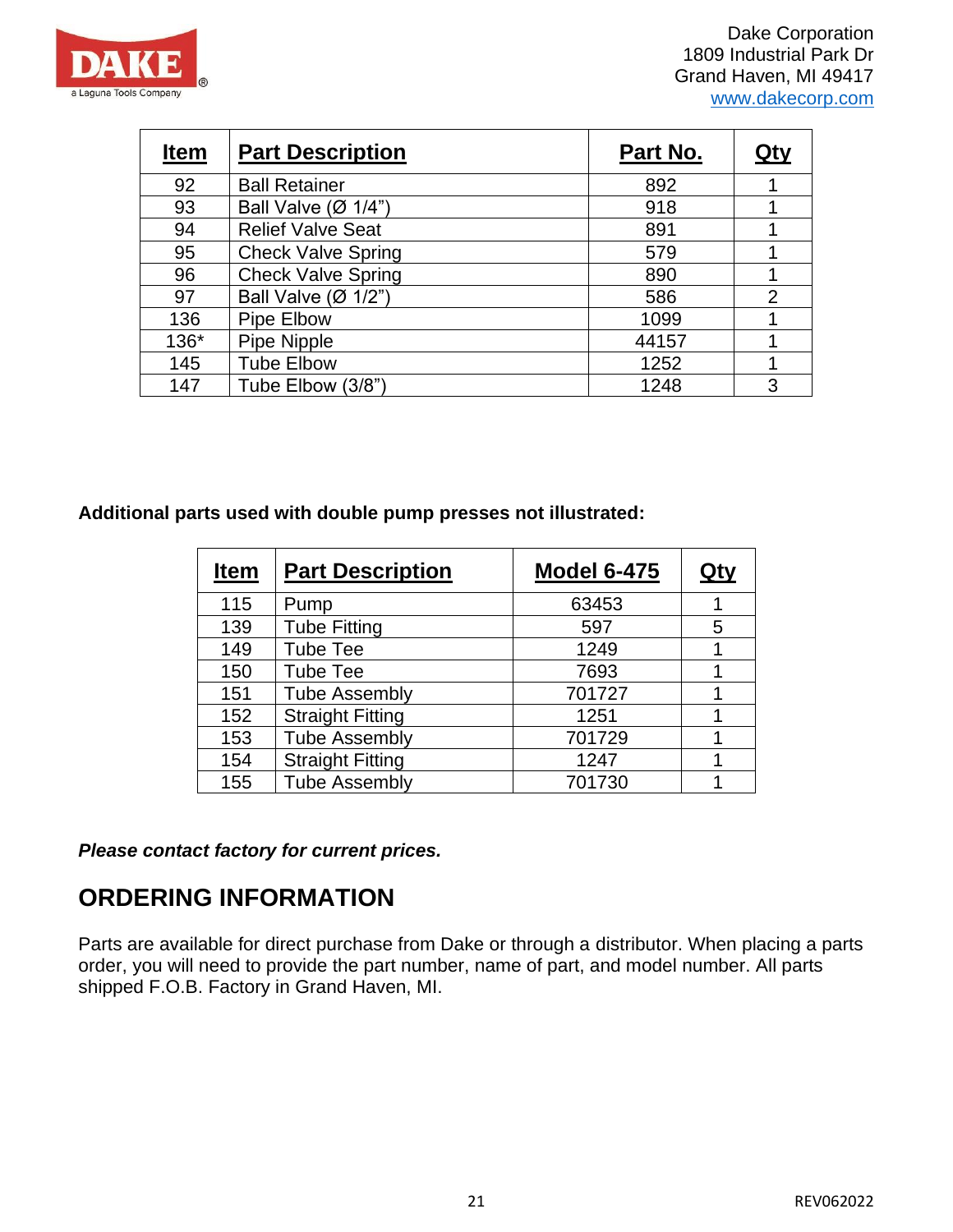Dake Corporation
1809 Industrial Park Dr
Grand Haven, MI 49417
www.dakecorp.com

| Item | Part Description | Part No. | Qty |
|---|---|---|---|
| 92 | Ball Retainer | 892 | 1 |
| 93 | Ball Valve (Ø 1/4") | 918 | 1 |
| 94 | Relief Valve Seat | 891 | 1 |
| 95 | Check Valve Spring | 579 | 1 |
| 96 | Check Valve Spring | 890 | 1 |
| 97 | Ball Valve (Ø 1/2") | 586 | 2 |
| 136 | Pipe Elbow | 1099 | 1 |
| 136* | Pipe Nipple | 44157 | 1 |
| 145 | Tube Elbow | 1252 | 1 |
| 147 | Tube Elbow (3/8") | 1248 | 3 |

**Additional parts used with double pump presses not illustrated:**

| Item | Part Description | Model 6-475 | Qty |
|---|---|---|---|
| 115 | Pump | 63453 | 1 |
| 139 | Tube Fitting | 597 | 5 |
| 149 | Tube Tee | 1249 | 1 |
| 150 | Tube Tee | 7693 | 1 |
| 151 | Tube Assembly | 701727 | 1 |
| 152 | Straight Fitting | 1251 | 1 |
| 153 | Tube Assembly | 701729 | 1 |
| 154 | Straight Fitting | 1247 | 1 |
| 155 | Tube Assembly | 701730 | 1 |

***Please contact factory for current prices.***

## ORDERING INFORMATION

Parts are available for direct purchase from Dake or through a distributor. When placing a parts order, you will need to provide the part number, name of part, and model number. All parts shipped F.O.B. Factory in Grand Haven, MI.